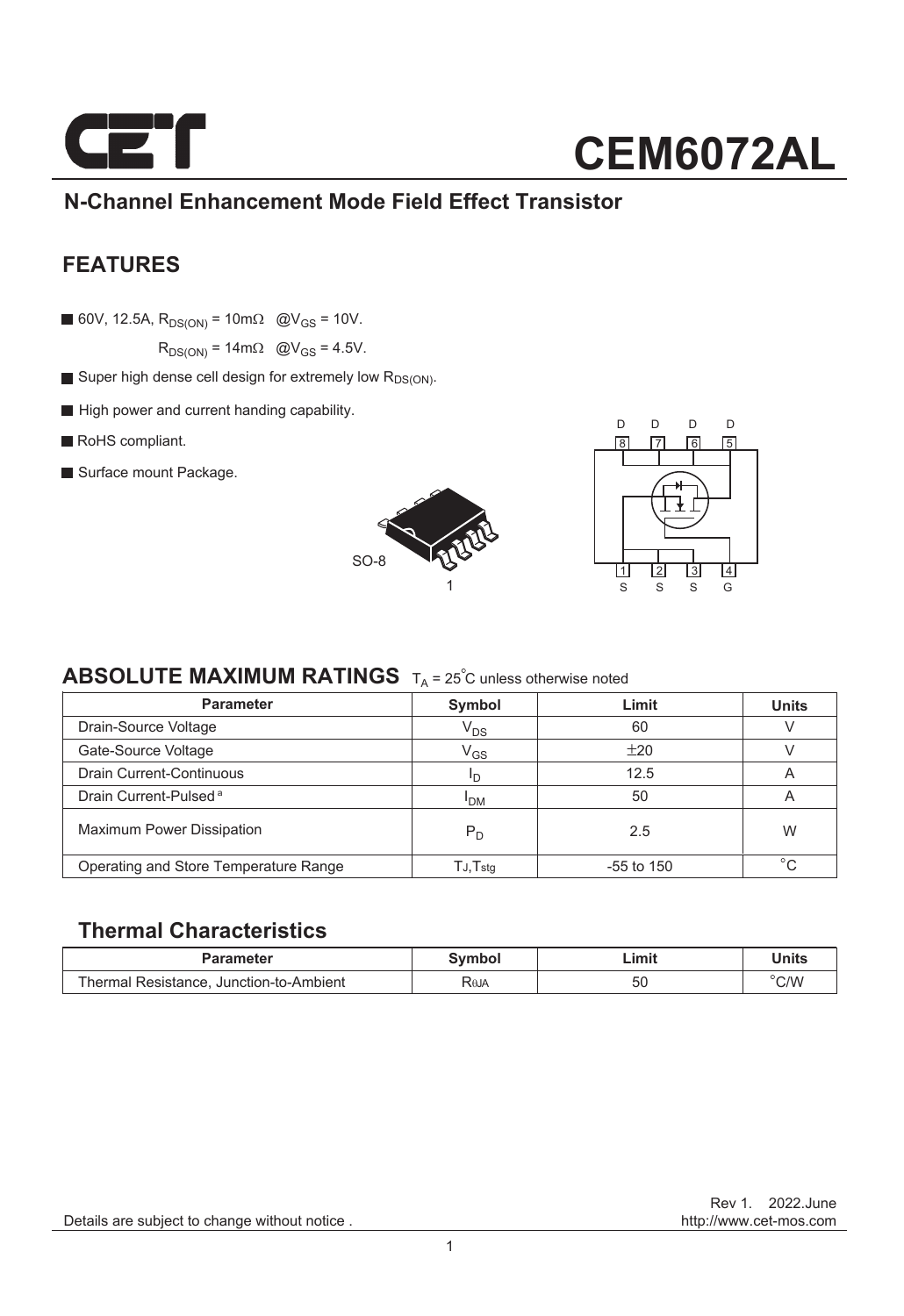# CEM6072AL

## N-Channel Enhancement Mode Field Effect Transistor

## FEATURES

- 60V, 12.5A, $R_{DS(ON)}$ = 10mΩ @$V_{GS}$ = 10V.
  $R_{DS(ON)}$ = 14mΩ @$V_{GS}$ = 4.5V.
- Super high dense cell design for extremely low $R_{DS(ON)}$.
- High power and current handing capability.
- RoHS compliant.
- Surface mount Package.

SO-8

D D D D
8 7 6 5
1 2 3 4
S S S G

## ABSOLUTE MAXIMUM RATINGS $T_A$ = 25°C unless otherwise noted

| Parameter | Symbol | Limit | Units |
|---|---|---|---|
| Drain-Source Voltage | $V_{DS}$ | 60 | V |
| Gate-Source Voltage | $V_{GS}$ | ±20 | V |
| Drain Current-Continuous | $I_D$ | 12.5 | A |
| Drain Current-Pulsed [a] | $I_{DM}$ | 50 | A |
| Maximum Power Dissipation | $P_D$ | 2.5 | W |
| Operating and Store Temperature Range | $T_J$,$T_{stg}$ | -55 to 150 | °C |

## Thermal Characteristics

| Parameter | Symbol | Limit | Units |
|---|---|---|---|
| Thermal Resistance, Junction-to-Ambient | $R_{\theta JA}$ | 50 | °C/W |

Rev 1. 2022.June
http://www.cet-mos.com

Details are subject to change without notice .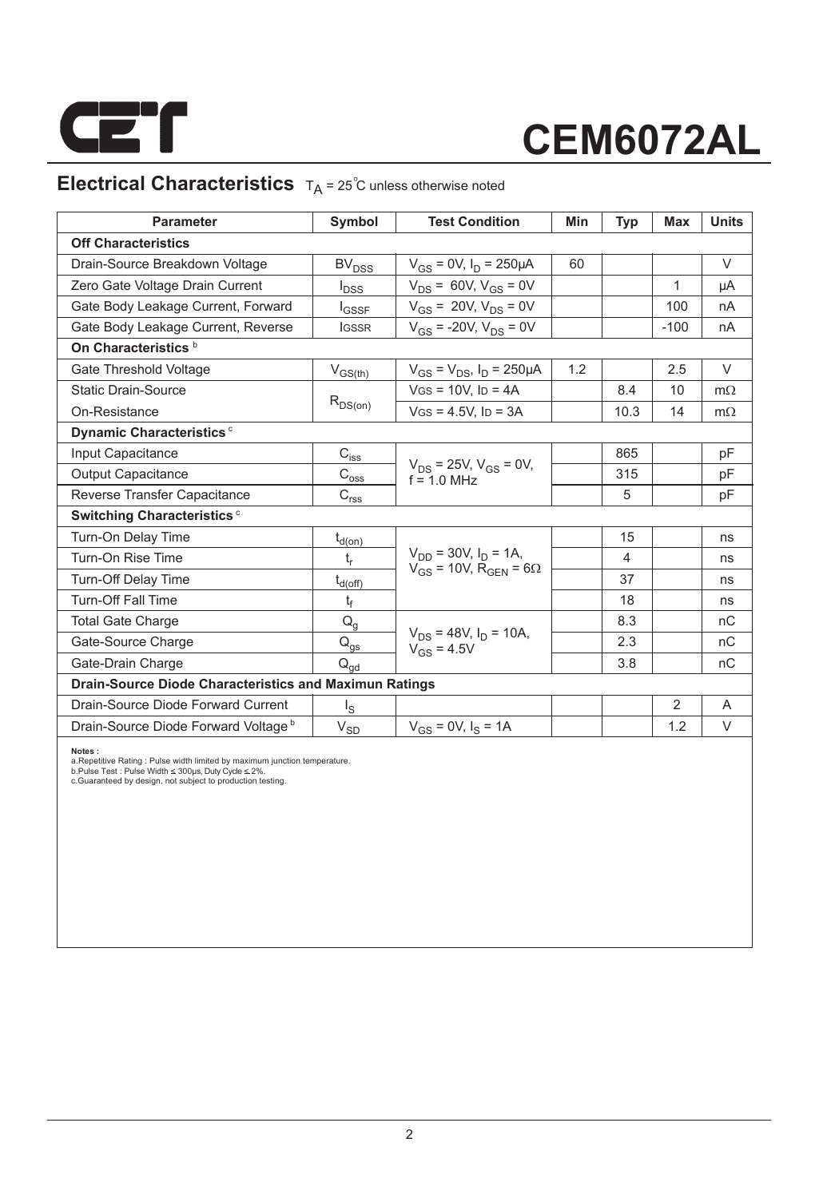# CEM6072AL

## Electrical Characteristics $T_A = 25^{\circ}C$ unless otherwise noted

| Parameter | Symbol | Test Condition | Min | Typ | Max | Units |
|---|---|---|---|---|---|---|
| **Off Characteristics** | | | | | | |
| Drain-Source Breakdown Voltage | $BV_{DSS}$ | $V_{GS}$ = 0V, $I_D$ = 250µA | 60 | | | V |
| Zero Gate Voltage Drain Current | $I_{DSS}$ | $V_{DS}$ = 60V, $V_{GS}$ = 0V | | | 1 | µA |
| Gate Body Leakage Current, Forward | $I_{GSSF}$ | $V_{GS}$ = 20V, $V_{DS}$ = 0V | | | 100 | nA |
| Gate Body Leakage Current, Reverse | $I_{GSSR}$ | $V_{GS}$ = -20V, $V_{DS}$ = 0V | | | -100 | nA |
| **On Characteristics** [b] | | | | | | |
| Gate Threshold Voltage | $V_{GS(th)}$ | $V_{GS}$ = $V_{DS}$, $I_D$ = 250µA | 1.2 | | 2.5 | V |
| Static Drain-Source On-Resistance | $R_{DS(on)}$ | $V_{GS}$ = 10V, $I_D$ = 4A | | 8.4 | 10 | mΩ |
| | | $V_{GS}$ = 4.5V, $I_D$ = 3A | | 10.3 | 14 | mΩ |
| **Dynamic Characteristics** [c] | | | | | | |
| Input Capacitance | $C_{iss}$ | $V_{DS}$ = 25V, $V_{GS}$ = 0V, f = 1.0 MHz | | 865 | | pF |
| Output Capacitance | $C_{oss}$ | | | 315 | | pF |
| Reverse Transfer Capacitance | $C_{rss}$ | | | 5 | | pF |
| **Switching Characteristics** [c] | | | | | | |
| Turn-On Delay Time | $t_{d(on)}$ | $V_{DD}$ = 30V, $I_D$ = 1A, $V_{GS}$ = 10V, $R_{GEN}$ = 6Ω | | 15 | | ns |
| Turn-On Rise Time | $t_r$ | | | 4 | | ns |
| Turn-Off Delay Time | $t_{d(off)}$ | | | 37 | | ns |
| Turn-Off Fall Time | $t_f$ | | | 18 | | ns |
| Total Gate Charge | $Q_g$ | $V_{DS}$ = 48V, $I_D$ = 10A, $V_{GS}$ = 4.5V | | 8.3 | | nC |
| Gate-Source Charge | $Q_{gs}$ | | | 2.3 | | nC |
| Gate-Drain Charge | $Q_{gd}$ | | | 3.8 | | nC |
| **Drain-Source Diode Characteristics and Maximun Ratings** | | | | | | |
| Drain-Source Diode Forward Current | $I_S$ | | | | 2 | A |
| Drain-Source Diode Forward Voltage [b] | $V_{SD}$ | $V_{GS}$ = 0V, $I_S$ = 1A | | | 1.2 | V |

**Notes :**
a.Repetitive Rating : Pulse width limited by maximum junction temperature.
b.Pulse Test : Pulse Width ≤ 300µs, Duty Cycle ≤ 2%.
c.Guaranteed by design, not subject to production testing.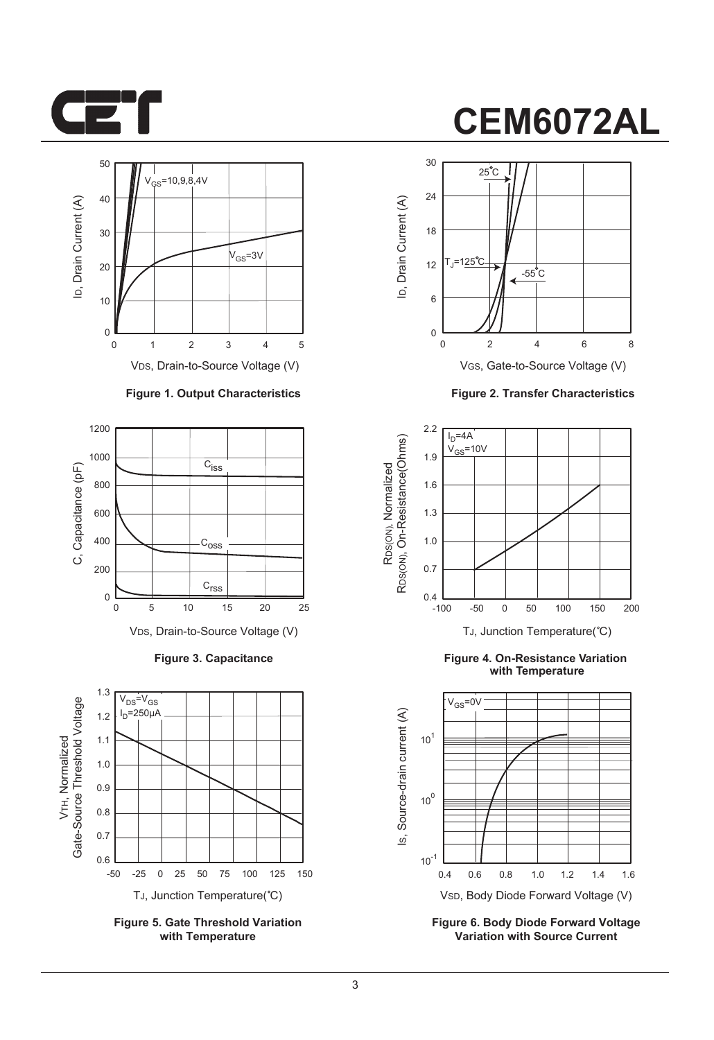# CEM6072AL

Figure 1. Output Characteristics

Figure 2. Transfer Characteristics

Figure 3. Capacitance

Figure 4. On-Resistance Variation with Temperature

Figure 5. Gate Threshold Variation with Temperature

Figure 6. Body Diode Forward Voltage Variation with Source Current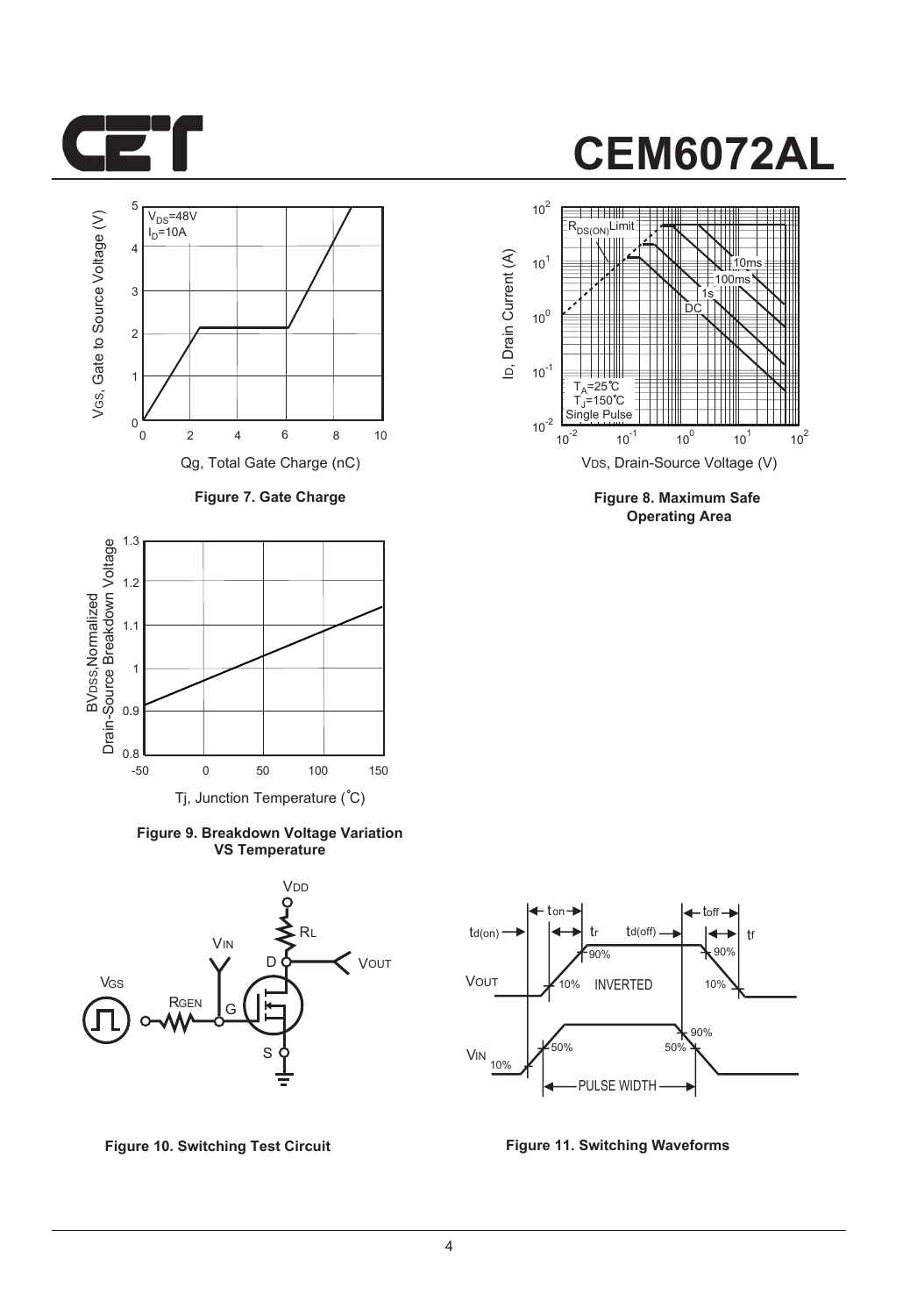Figure 7. Gate Charge

Figure 8. Maximum Safe Operating Area

Figure 9. Breakdown Voltage Variation VS Temperature

Figure 10. Switching Test Circuit

Figure 11. Switching Waveforms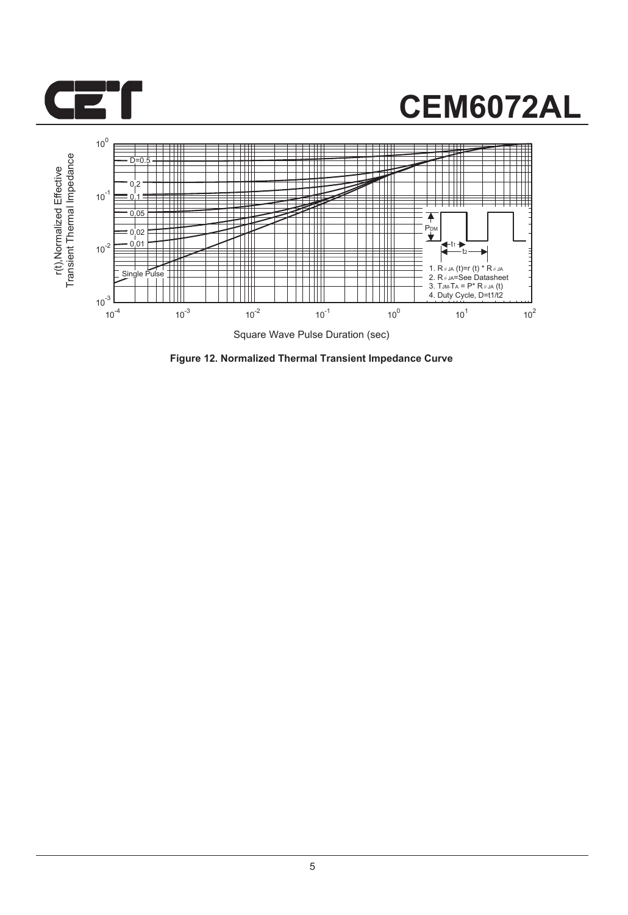Square Wave Pulse Duration (sec)

r(t),Normalized Effective Transient Thermal Impedance

D=0.5

0.2

0.1

0.05

0.02

0.01

Single Pulse

$P_{DM}$

$t_1$

$t_2$

1. $R_{\theta JA}(t)=r(t) * R_{\theta JA}$
2. $R_{\theta JA}$=See Datasheet
3. $T_{JM}-T_A = P^* R_{\theta JA}(t)$
4. Duty Cycle, D=t1/t2

$10^0$ $10^{-1}$ $10^{-2}$ $10^{-3}$

$10^{-4}$ $10^{-3}$ $10^{-2}$ $10^{-1}$ $10^0$ $10^1$ $10^2$

**Figure 12. Normalized Thermal Transient Impedance Curve**